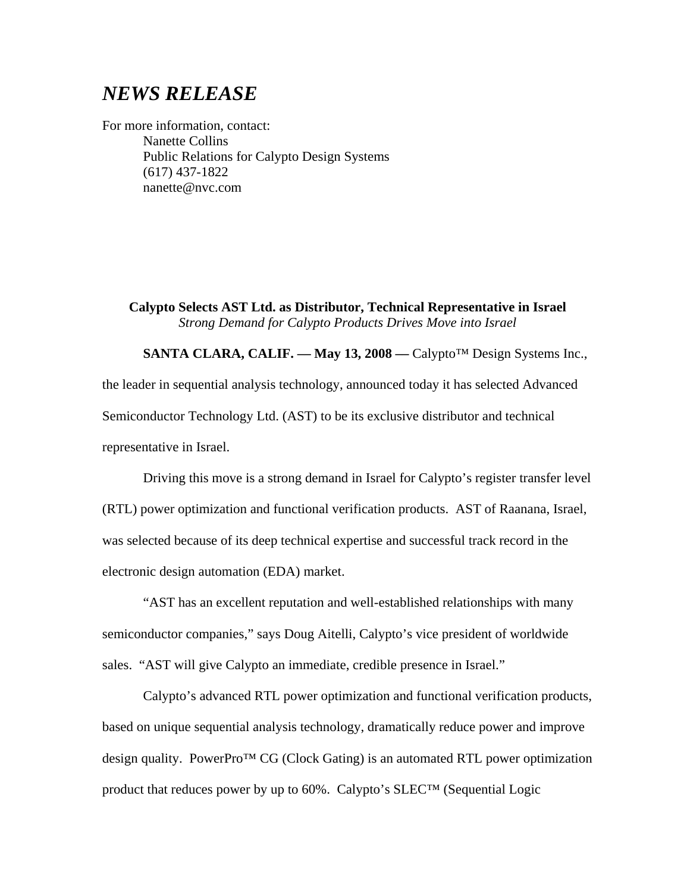# *NEWS RELEASE*

For more information, contact:
Nanette Collins
Public Relations for Calypto Design Systems
(617) 437-1822
nanette@nvc.com

**Calypto Selects AST Ltd. as Distributor, Technical Representative in Israel**
*Strong Demand for Calypto Products Drives Move into Israel*

**SANTA CLARA, CALIF. — May 13, 2008 —** Calypto™ Design Systems Inc., the leader in sequential analysis technology, announced today it has selected Advanced Semiconductor Technology Ltd. (AST) to be its exclusive distributor and technical representative in Israel.

Driving this move is a strong demand in Israel for Calypto's register transfer level (RTL) power optimization and functional verification products. AST of Raanana, Israel, was selected because of its deep technical expertise and successful track record in the electronic design automation (EDA) market.

"AST has an excellent reputation and well-established relationships with many semiconductor companies," says Doug Aitelli, Calypto's vice president of worldwide sales. "AST will give Calypto an immediate, credible presence in Israel."

Calypto's advanced RTL power optimization and functional verification products, based on unique sequential analysis technology, dramatically reduce power and improve design quality. PowerPro™ CG (Clock Gating) is an automated RTL power optimization product that reduces power by up to 60%. Calypto's SLEC™ (Sequential Logic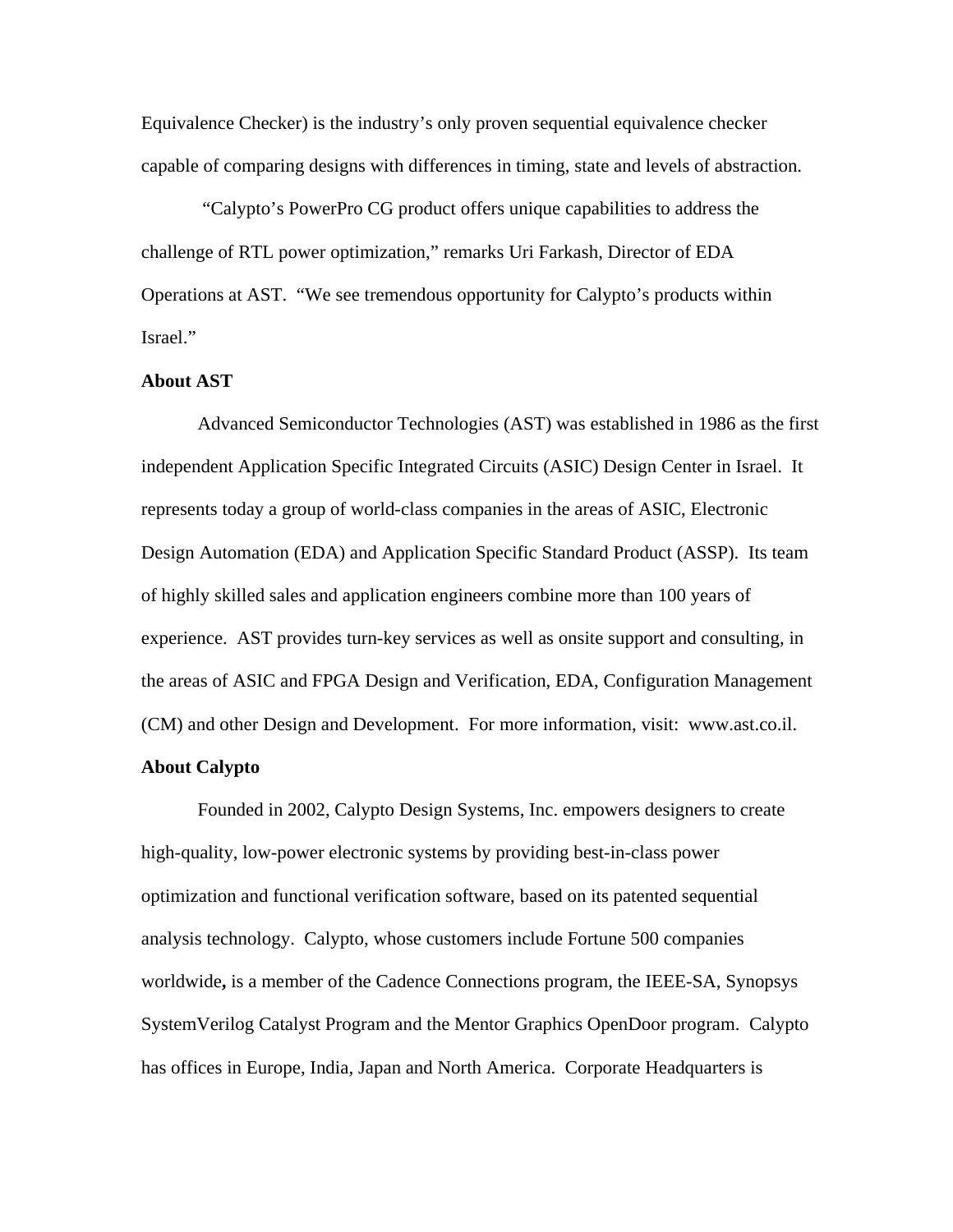Equivalence Checker) is the industry's only proven sequential equivalence checker capable of comparing designs with differences in timing, state and levels of abstraction.

"Calypto's PowerPro CG product offers unique capabilities to address the challenge of RTL power optimization," remarks Uri Farkash, Director of EDA Operations at AST. "We see tremendous opportunity for Calypto's products within Israel."

**About AST**

Advanced Semiconductor Technologies (AST) was established in 1986 as the first independent Application Specific Integrated Circuits (ASIC) Design Center in Israel. It represents today a group of world-class companies in the areas of ASIC, Electronic Design Automation (EDA) and Application Specific Standard Product (ASSP). Its team of highly skilled sales and application engineers combine more than 100 years of experience. AST provides turn-key services as well as onsite support and consulting, in the areas of ASIC and FPGA Design and Verification, EDA, Configuration Management (CM) and other Design and Development. For more information, visit: www.ast.co.il.

**About Calypto**

Founded in 2002, Calypto Design Systems, Inc. empowers designers to create high-quality, low-power electronic systems by providing best-in-class power optimization and functional verification software, based on its patented sequential analysis technology. Calypto, whose customers include Fortune 500 companies worldwide**,** is a member of the Cadence Connections program, the IEEE-SA, Synopsys SystemVerilog Catalyst Program and the Mentor Graphics OpenDoor program. Calypto has offices in Europe, India, Japan and North America. Corporate Headquarters is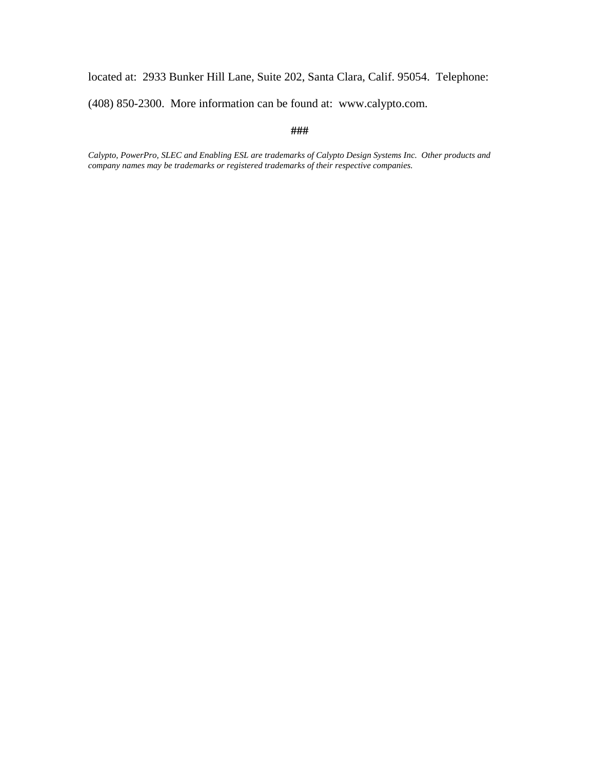located at: 2933 Bunker Hill Lane, Suite 202, Santa Clara, Calif. 95054. Telephone: (408) 850-2300. More information can be found at: www.calypto.com.

**###**

*Calypto, PowerPro, SLEC and Enabling ESL are trademarks of Calypto Design Systems Inc. Other products and company names may be trademarks or registered trademarks of their respective companies.*